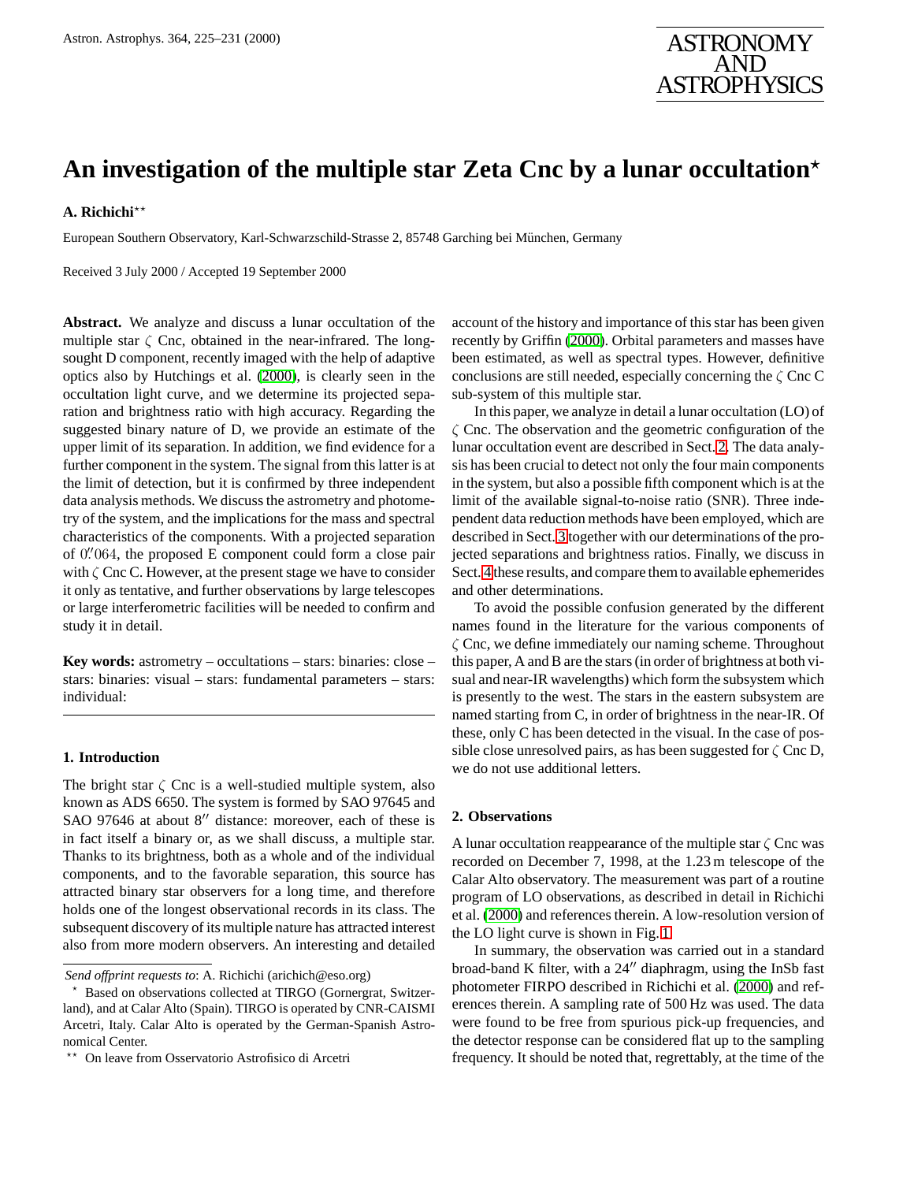# An investigation of the multiple star Zeta Cnc by a lunar occultation*

**A. Richichi****

European Southern Observatory, Karl-Schwarzschild-Strasse 2, 85748 Garching bei München, Germany

Received 3 July 2000 / Accepted 19 September 2000

**Abstract.** We analyze and discuss a lunar occultation of the multiple star $\zeta$ Cnc, obtained in the near-infrared. The long-sought D component, recently imaged with the help of adaptive optics also by Hutchings et al. (2000), is clearly seen in the occultation light curve, and we determine its projected separation and brightness ratio with high accuracy. Regarding the suggested binary nature of D, we provide an estimate of the upper limit of its separation. In addition, we find evidence for a further component in the system. The signal from this latter is at the limit of detection, but it is confirmed by three independent data analysis methods. We discuss the astrometry and photometry of the system, and the implications for the mass and spectral characteristics of the components. With a projected separation of $0''.064$, the proposed E component could form a close pair with $\zeta$ Cnc C. However, at the present stage we have to consider it only as tentative, and further observations by large telescopes or large interferometric facilities will be needed to confirm and study it in detail.

**Key words:** astrometry – occultations – stars: binaries: close – stars: binaries: visual – stars: fundamental parameters – stars: individual:

## 1. Introduction

The bright star $\zeta$ Cnc is a well-studied multiple system, also known as ADS 6650. The system is formed by SAO 97645 and SAO 97646 at about $8''$ distance: moreover, each of these is in fact itself a binary or, as we shall discuss, a multiple star. Thanks to its brightness, both as a whole and of the individual components, and to the favorable separation, this source has attracted binary star observers for a long time, and therefore holds one of the longest observational records in its class. The subsequent discovery of its multiple nature has attracted interest also from more modern observers. An interesting and detailed account of the history and importance of this star has been given recently by Griffin (2000). Orbital parameters and masses have been estimated, as well as spectral types. However, definitive conclusions are still needed, especially concerning the $\zeta$ Cnc C sub-system of this multiple star.

In this paper, we analyze in detail a lunar occultation (LO) of $\zeta$ Cnc. The observation and the geometric configuration of the lunar occultation event are described in Sect. 2. The data analysis has been crucial to detect not only the four main components in the system, but also a possible fifth component which is at the limit of the available signal-to-noise ratio (SNR). Three independent data reduction methods have been employed, which are described in Sect. 3 together with our determinations of the projected separations and brightness ratios. Finally, we discuss in Sect. 4 these results, and compare them to available ephemerides and other determinations.

To avoid the possible confusion generated by the different names found in the literature for the various components of $\zeta$ Cnc, we define immediately our naming scheme. Throughout this paper, A and B are the stars (in order of brightness at both visual and near-IR wavelengths) which form the subsystem which is presently to the west. The stars in the eastern subsystem are named starting from C, in order of brightness in the near-IR. Of these, only C has been detected in the visual. In the case of possible close unresolved pairs, as has been suggested for $\zeta$ Cnc D, we do not use additional letters.

## 2. Observations

A lunar occultation reappearance of the multiple star $\zeta$ Cnc was recorded on December 7, 1998, at the 1.23 m telescope of the Calar Alto observatory. The measurement was part of a routine program of LO observations, as described in detail in Richichi et al. (2000) and references therein. A low-resolution version of the LO light curve is shown in Fig. 1.

In summary, the observation was carried out in a standard broad-band K filter, with a $24''$ diaphragm, using the InSb fast photometer FIRPO described in Richichi et al. (2000) and references therein. A sampling rate of 500 Hz was used. The data were found to be free from spurious pick-up frequencies, and the detector response can be considered flat up to the sampling frequency. It should be noted that, regrettably, at the time of the

*Send offprint requests to*: A. Richichi (arichich@eso.org)

* Based on observations collected at TIRGO (Gornergrat, Switzerland), and at Calar Alto (Spain). TIRGO is operated by CNR-CAISMI Arcetri, Italy. Calar Alto is operated by the German-Spanish Astronomical Center.

** On leave from Osservatorio Astrofisico di Arcetri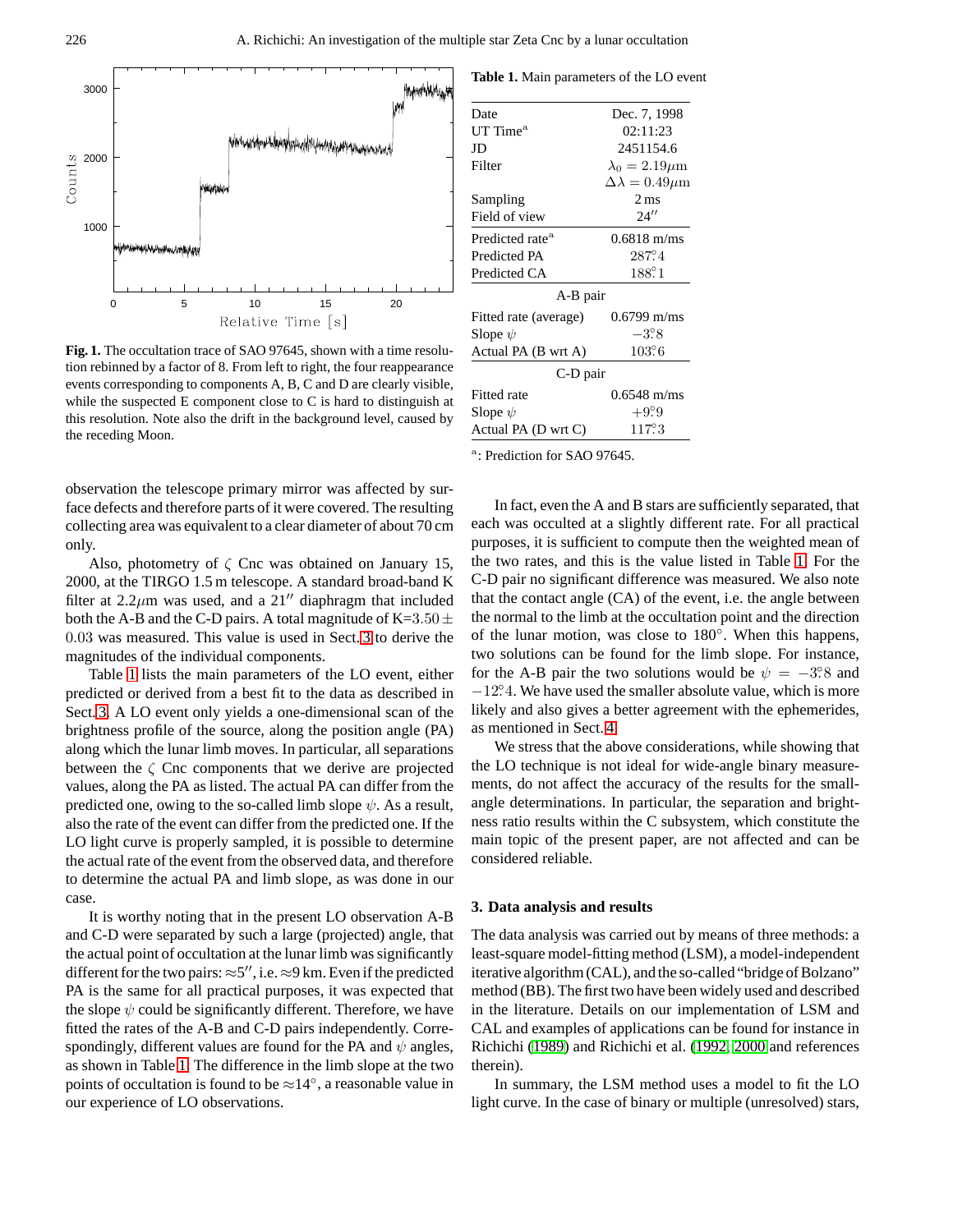**Fig. 1.** The occultation trace of SAO 97645, shown with a time resolution rebinned by a factor of 8. From left to right, the four reappearance events corresponding to components A, B, C and D are clearly visible, while the suspected E component close to C is hard to distinguish at this resolution. Note also the drift in the background level, caused by the receding Moon.

observation the telescope primary mirror was affected by surface defects and therefore parts of it were covered. The resulting collecting area was equivalent to a clear diameter of about 70 cm only.

Also, photometry of $\zeta$ Cnc was obtained on January 15, 2000, at the TIRGO 1.5 m telescope. A standard broad-band K filter at 2.2$\mu$m was used, and a 21$''$ diaphragm that included both the A-B and the C-D pairs. A total magnitude of K=$3.50 \pm 0.03$ was measured. This value is used in Sect. 3 to derive the magnitudes of the individual components.

Table 1 lists the main parameters of the LO event, either predicted or derived from a best fit to the data as described in Sect. 3. A LO event only yields a one-dimensional scan of the brightness profile of the source, along the position angle (PA) along which the lunar limb moves. In particular, all separations between the $\zeta$ Cnc components that we derive are projected values, along the PA as listed. The actual PA can differ from the predicted one, owing to the so-called limb slope $\psi$. As a result, also the rate of the event can differ from the predicted one. If the LO light curve is properly sampled, it is possible to determine the actual rate of the event from the observed data, and therefore to determine the actual PA and limb slope, as was done in our case.

It is worthy noting that in the present LO observation A-B and C-D were separated by such a large (projected) angle, that the actual point of occultation at the lunar limb was significantly different for the two pairs: $\approx$5$''$, i.e. $\approx$9 km. Even if the predicted PA is the same for all practical purposes, it was expected that the slope $\psi$ could be significantly different. Therefore, we have fitted the rates of the A-B and C-D pairs independently. Correspondingly, different values are found for the PA and $\psi$ angles, as shown in Table 1. The difference in the limb slope at the two points of occultation is found to be $\approx$14°, a reasonable value in our experience of LO observations.

**Table 1.** Main parameters of the LO event

| | |
|---|---|
| Date | Dec. 7, 1998 |
| UT Time[a] | 02:11:23 |
| JD | 2451154.6 |
| Filter | $\lambda_0 = 2.19\mu$m |
| | $\Delta\lambda = 0.49\mu$m |
| Sampling | 2 ms |
| Field of view | 24$''$ |
| Predicted rate[a] | 0.6818 m/ms |
| Predicted PA | 287.°4 |
| Predicted CA | 188.°1 |
| **A-B pair** | |
| Fitted rate (average) | 0.6799 m/ms |
| Slope $\psi$ | −3.°8 |
| Actual PA (B wrt A) | 103.°6 |
| **C-D pair** | |
| Fitted rate | 0.6548 m/ms |
| Slope $\psi$ | +9.°9 |
| Actual PA (D wrt C) | 117.°3 |

[a]: Prediction for SAO 97645.

In fact, even the A and B stars are sufficiently separated, that each was occulted at a slightly different rate. For all practical purposes, it is sufficient to compute then the weighted mean of the two rates, and this is the value listed in Table 1. For the C-D pair no significant difference was measured. We also note that the contact angle (CA) of the event, i.e. the angle between the normal to the limb at the occultation point and the direction of the lunar motion, was close to 180°. When this happens, two solutions can be found for the limb slope. For instance, for the A-B pair the two solutions would be $\psi = -3.°8$ and $-12.°4$. We have used the smaller absolute value, which is more likely and also gives a better agreement with the ephemerides, as mentioned in Sect. 4.

We stress that the above considerations, while showing that the LO technique is not ideal for wide-angle binary measurements, do not affect the accuracy of the results for the small-angle determinations. In particular, the separation and brightness ratio results within the C subsystem, which constitute the main topic of the present paper, are not affected and can be considered reliable.

## 3. Data analysis and results

The data analysis was carried out by means of three methods: a least-square model-fitting method (LSM), a model-independent iterative algorithm (CAL), and the so-called "bridge of Bolzano" method (BB). The first two have been widely used and described in the literature. Details on our implementation of LSM and CAL and examples of applications can be found for instance in Richichi (1989) and Richichi et al. (1992, 2000 and references therein).

In summary, the LSM method uses a model to fit the LO light curve. In the case of binary or multiple (unresolved) stars,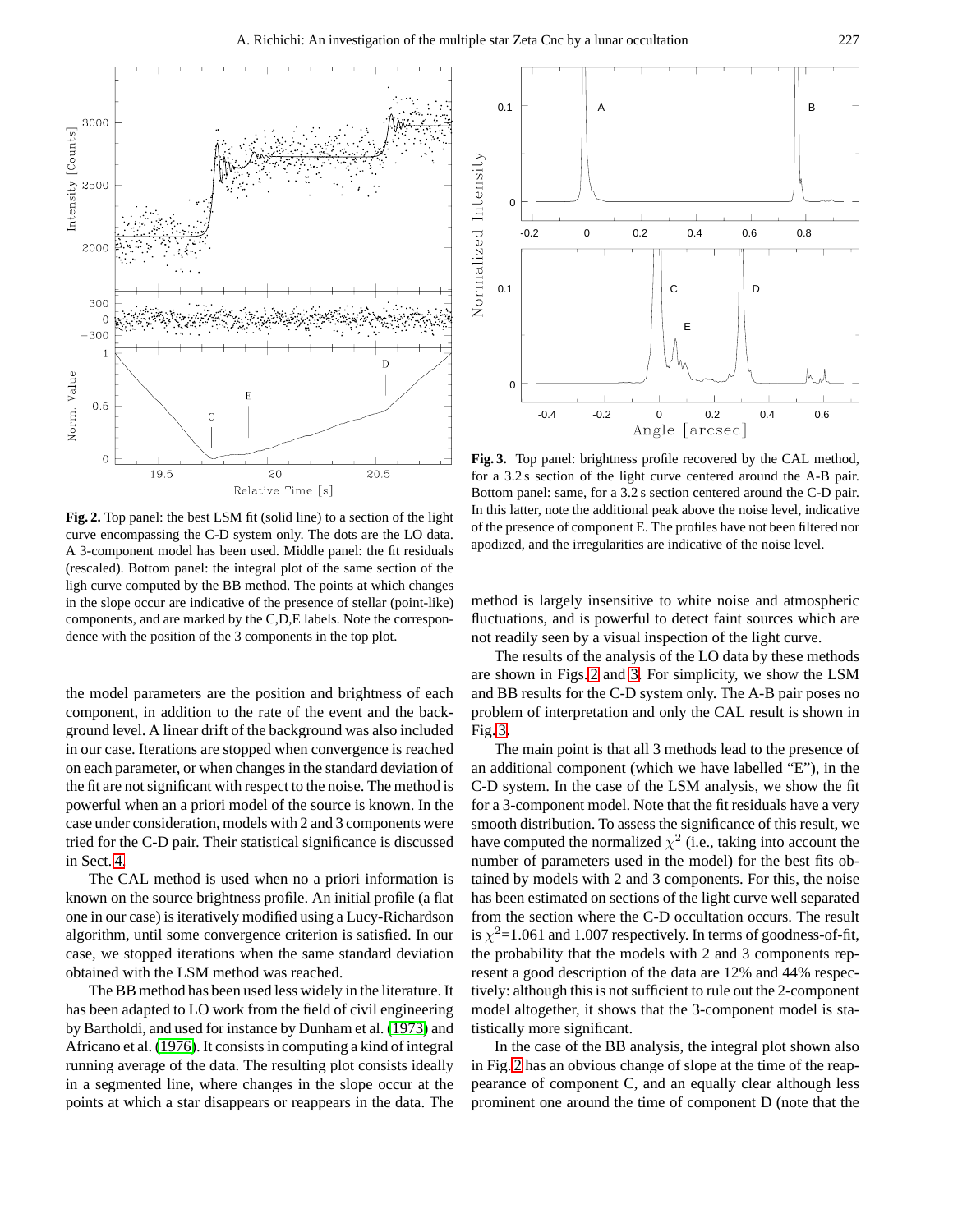Intensity [Counts]

3000

2500

2000

300

0

−300

Norm. Value

1

0.5

0

C

E

D

19.5

20

20.5

Relative Time [s]

**Fig. 2.** Top panel: the best LSM fit (solid line) to a section of the light curve encompassing the C-D system only. The dots are the LO data. A 3-component model has been used. Middle panel: the fit residuals (rescaled). Bottom panel: the integral plot of the same section of the ligh curve computed by the BB method. The points at which changes in the slope occur are indicative of the presence of stellar (point-like) components, and are marked by the C,D,E labels. Note the correspondence with the position of the 3 components in the top plot.

Normalized Intensity

0.1

0

A

B

-0.2

0

0.2

0.4

0.6

0.8

0.1

0

C

D

E

-0.4

-0.2

0

0.2

0.4

0.6

Angle [arcsec]

**Fig. 3.** Top panel: brightness profile recovered by the CAL method, for a 3.2 s section of the light curve centered around the A-B pair. Bottom panel: same, for a 3.2 s section centered around the C-D pair. In this latter, note the additional peak above the noise level, indicative of the presence of component E. The profiles have not been filtered nor apodized, and the irregularities are indicative of the noise level.

the model parameters are the position and brightness of each component, in addition to the rate of the event and the background level. A linear drift of the background was also included in our case. Iterations are stopped when convergence is reached on each parameter, or when changes in the standard deviation of the fit are not significant with respect to the noise. The method is powerful when an a priori model of the source is known. In the case under consideration, models with 2 and 3 components were tried for the C-D pair. Their statistical significance is discussed in Sect. 4.

The CAL method is used when no a priori information is known on the source brightness profile. An initial profile (a flat one in our case) is iteratively modified using a Lucy-Richardson algorithm, until some convergence criterion is satisfied. In our case, we stopped iterations when the same standard deviation obtained with the LSM method was reached.

The BB method has been used less widely in the literature. It has been adapted to LO work from the field of civil engineering by Bartholdi, and used for instance by Dunham et al. (1973) and Africano et al. (1976). It consists in computing a kind of integral running average of the data. The resulting plot consists ideally in a segmented line, where changes in the slope occur at the points at which a star disappears or reappears in the data. The method is largely insensitive to white noise and atmospheric fluctuations, and is powerful to detect faint sources which are not readily seen by a visual inspection of the light curve.

The results of the analysis of the LO data by these methods are shown in Figs. 2 and 3. For simplicity, we show the LSM and BB results for the C-D system only. The A-B pair poses no problem of interpretation and only the CAL result is shown in Fig. 3.

The main point is that all 3 methods lead to the presence of an additional component (which we have labelled “E”), in the C-D system. In the case of the LSM analysis, we show the fit for a 3-component model. Note that the fit residuals have a very smooth distribution. To assess the significance of this result, we have computed the normalized $\chi^2$ (i.e., taking into account the number of parameters used in the model) for the best fits obtained by models with 2 and 3 components. For this, the noise has been estimated on sections of the light curve well separated from the section where the C-D occultation occurs. The result is $\chi^2$=1.061 and 1.007 respectively. In terms of goodness-of-fit, the probability that the models with 2 and 3 components represent a good description of the data are 12% and 44% respectively: although this is not sufficient to rule out the 2-component model altogether, it shows that the 3-component model is statistically more significant.

In the case of the BB analysis, the integral plot shown also in Fig. 2 has an obvious change of slope at the time of the reappearance of component C, and an equally clear although less prominent one around the time of component D (note that the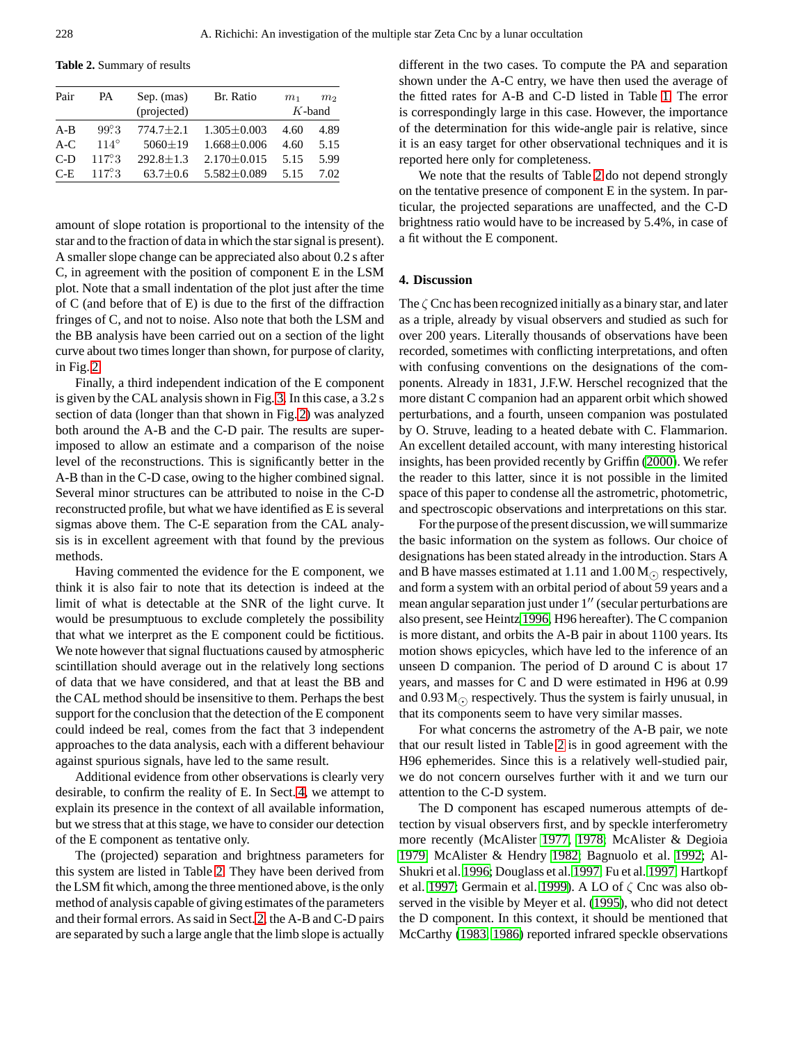**Table 2.** Summary of results

| Pair | PA | Sep. (mas) (projected) | Br. Ratio | $m_1$ | $m_2$ |
|---|---|---|---|---|---|
| | | | | $K$-band | |
| A-B | $99\overset{\circ}{.}3$ | 774.7±2.1 | 1.305±0.003 | 4.60 | 4.89 |
| A-C | $114^\circ$ | 5060±19 | 1.668±0.006 | 4.60 | 5.15 |
| C-D | $117\overset{\circ}{.}3$ | 292.8±1.3 | 2.170±0.015 | 5.15 | 5.99 |
| C-E | $117\overset{\circ}{.}3$ | 63.7±0.6 | 5.582±0.089 | 5.15 | 7.02 |

amount of slope rotation is proportional to the intensity of the star and to the fraction of data in which the star signal is present). A smaller slope change can be appreciated also about 0.2 s after C, in agreement with the position of component E in the LSM plot. Note that a small indentation of the plot just after the time of C (and before that of E) is due to the first of the diffraction fringes of C, and not to noise. Also note that both the LSM and the BB analysis have been carried out on a section of the light curve about two times longer than shown, for purpose of clarity, in Fig. 2.

Finally, a third independent indication of the E component is given by the CAL analysis shown in Fig. 3. In this case, a 3.2 s section of data (longer than that shown in Fig. 2) was analyzed both around the A-B and the C-D pair. The results are superimposed to allow an estimate and a comparison of the noise level of the reconstructions. This is significantly better in the A-B than in the C-D case, owing to the higher combined signal. Several minor structures can be attributed to noise in the C-D reconstructed profile, but what we have identified as E is several sigmas above them. The C-E separation from the CAL analysis is in excellent agreement with that found by the previous methods.

Having commented the evidence for the E component, we think it is also fair to note that its detection is indeed at the limit of what is detectable at the SNR of the light curve. It would be presumptuous to exclude completely the possibility that what we interpret as the E component could be fictitious. We note however that signal fluctuations caused by atmospheric scintillation should average out in the relatively long sections of data that we have considered, and that at least the BB and the CAL method should be insensitive to them. Perhaps the best support for the conclusion that the detection of the E component could indeed be real, comes from the fact that 3 independent approaches to the data analysis, each with a different behaviour against spurious signals, have led to the same result.

Additional evidence from other observations is clearly very desirable, to confirm the reality of E. In Sect. 4, we attempt to explain its presence in the context of all available information, but we stress that at this stage, we have to consider our detection of the E component as tentative only.

The (projected) separation and brightness parameters for this system are listed in Table 2. They have been derived from the LSM fit which, among the three mentioned above, is the only method of analysis capable of giving estimates of the parameters and their formal errors. As said in Sect. 2, the A-B and C-D pairs are separated by such a large angle that the limb slope is actually different in the two cases. To compute the PA and separation shown under the A-C entry, we have then used the average of the fitted rates for A-B and C-D listed in Table 1. The error is correspondingly large in this case. However, the importance of the determination for this wide-angle pair is relative, since it is an easy target for other observational techniques and it is reported here only for completeness.

We note that the results of Table 2 do not depend strongly on the tentative presence of component E in the system. In particular, the projected separations are unaffected, and the C-D brightness ratio would have to be increased by 5.4%, in case of a fit without the E component.

## 4. Discussion

The $\zeta$ Cnc has been recognized initially as a binary star, and later as a triple, already by visual observers and studied as such for over 200 years. Literally thousands of observations have been recorded, sometimes with conflicting interpretations, and often with confusing conventions on the designations of the components. Already in 1831, J.F.W. Herschel recognized that the more distant C companion had an apparent orbit which showed perturbations, and a fourth, unseen companion was postulated by O. Struve, leading to a heated debate with C. Flammarion. An excellent detailed account, with many interesting historical insights, has been provided recently by Griffin (2000). We refer the reader to this latter, since it is not possible in the limited space of this paper to condense all the astrometric, photometric, and spectroscopic observations and interpretations on this star.

For the purpose of the present discussion, we will summarize the basic information on the system as follows. Our choice of designations has been stated already in the introduction. Stars A and B have masses estimated at 1.11 and 1.00 $M_\odot$ respectively, and form a system with an orbital period of about 59 years and a mean angular separation just under $1''$ (secular perturbations are also present, see Heintz 1996, H96 hereafter). The C companion is more distant, and orbits the A-B pair in about 1100 years. Its motion shows epicycles, which have led to the inference of an unseen D companion. The period of D around C is about 17 years, and masses for C and D were estimated in H96 at 0.99 and 0.93 $M_\odot$ respectively. Thus the system is fairly unusual, in that its components seem to have very similar masses.

For what concerns the astrometry of the A-B pair, we note that our result listed in Table 2 is in good agreement with the H96 ephemerides. Since this is a relatively well-studied pair, we do not concern ourselves further with it and we turn our attention to the C-D system.

The D component has escaped numerous attempts of detection by visual observers first, and by speckle interferometry more recently (McAlister 1977, 1978; McAlister & Degioia 1979; McAlister & Hendry 1982; Bagnuolo et al. 1992; Al-Shukri et al. 1996; Douglass et al. 1997; Fu et al. 1997; Hartkopf et al. 1997; Germain et al. 1999). A LO of $\zeta$ Cnc was also observed in the visible by Meyer et al. (1995), who did not detect the D component. In this context, it should be mentioned that McCarthy (1983, 1986) reported infrared speckle observations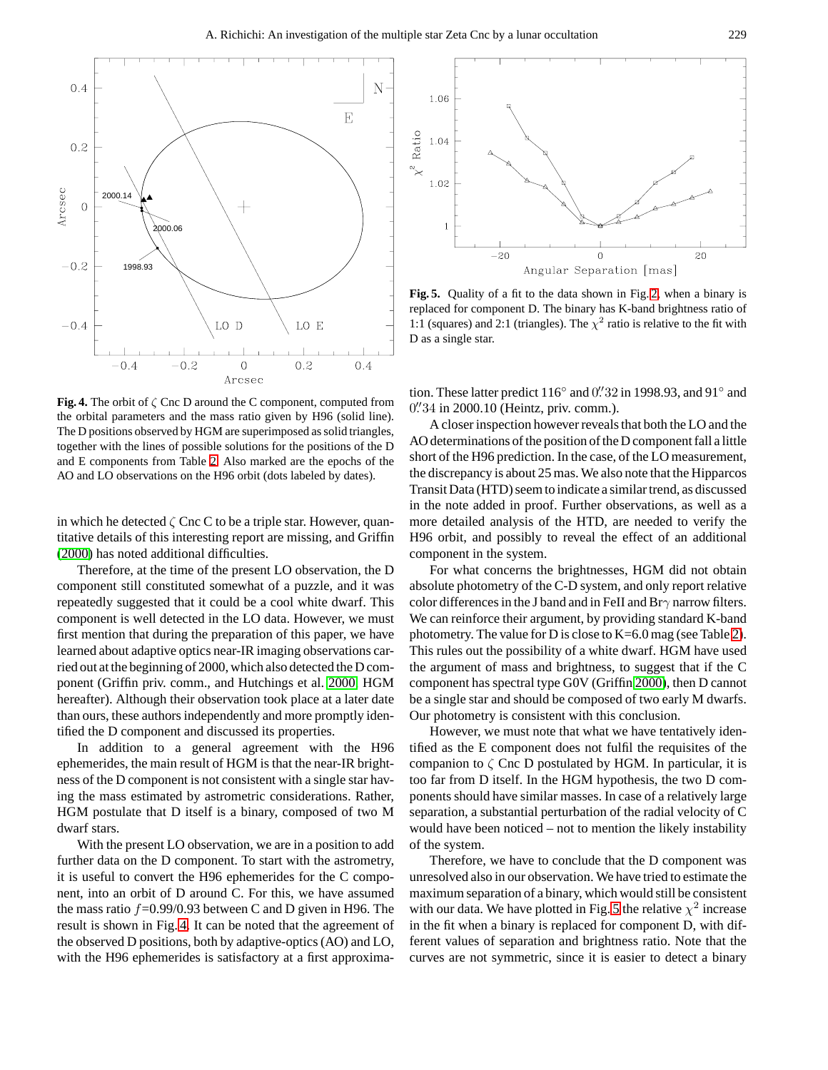0.4

0.2

0

−0.2

−0.4

Arcsec

N

E

2000.14

2000.06

1998.93

LO D

LO E

−0.4 −0.2 0 0.2 0.4

Arcsec

**Fig. 4.** The orbit of $\zeta$ Cnc D around the C component, computed from the orbital parameters and the mass ratio given by H96 (solid line). The D positions observed by HGM are superimposed as solid triangles, together with the lines of possible solutions for the positions of the D and E components from Table 2. Also marked are the epochs of the AO and LO observations on the H96 orbit (dots labeled by dates).

in which he detected $\zeta$ Cnc C to be a triple star. However, quantitative details of this interesting report are missing, and Griffin (2000) has noted additional difficulties.

Therefore, at the time of the present LO observation, the D component still constituted somewhat of a puzzle, and it was repeatedly suggested that it could be a cool white dwarf. This component is well detected in the LO data. However, we must first mention that during the preparation of this paper, we have learned about adaptive optics near-IR imaging observations carried out at the beginning of 2000, which also detected the D component (Griffin priv. comm., and Hutchings et al. 2000, HGM hereafter). Although their observation took place at a later date than ours, these authors independently and more promptly identified the D component and discussed its properties.

In addition to a general agreement with the H96 ephemerides, the main result of HGM is that the near-IR brightness of the D component is not consistent with a single star having the mass estimated by astrometric considerations. Rather, HGM postulate that D itself is a binary, composed of two M dwarf stars.

With the present LO observation, we are in a position to add further data on the D component. To start with the astrometry, it is useful to convert the H96 ephemerides for the C component, into an orbit of D around C. For this, we have assumed the mass ratio $f$=0.99/0.93 between C and D given in H96. The result is shown in Fig. 4. It can be noted that the agreement of the observed D positions, both by adaptive-optics (AO) and LO, with the H96 ephemerides is satisfactory at a first approximation. These latter predict 116° and 0.″32 in 1998.93, and 91° and 0.″34 in 2000.10 (Heintz, priv. comm.).

1.06

1.04

1.02

1

$\chi^2$ Ratio

−20 0 20

Angular Separation [mas]

**Fig. 5.** Quality of a fit to the data shown in Fig. 2, when a binary is replaced for component D. The binary has K-band brightness ratio of 1:1 (squares) and 2:1 (triangles). The $\chi^2$ ratio is relative to the fit with D as a single star.

A closer inspection however reveals that both the LO and the AO determinations of the position of the D component fall a little short of the H96 prediction. In the case, of the LO measurement, the discrepancy is about 25 mas. We also note that the Hipparcos Transit Data (HTD) seem to indicate a similar trend, as discussed in the note added in proof. Further observations, as well as a more detailed analysis of the HTD, are needed to verify the H96 orbit, and possibly to reveal the effect of an additional component in the system.

For what concerns the brightnesses, HGM did not obtain absolute photometry of the C-D system, and only report relative color differences in the J band and in FeII and Br$\gamma$ narrow filters. We can reinforce their argument, by providing standard K-band photometry. The value for D is close to K=6.0 mag (see Table 2). This rules out the possibility of a white dwarf. HGM have used the argument of mass and brightness, to suggest that if the C component has spectral type G0V (Griffin 2000), then D cannot be a single star and should be composed of two early M dwarfs. Our photometry is consistent with this conclusion.

However, we must note that what we have tentatively identified as the E component does not fulfil the requisites of the companion to $\zeta$ Cnc D postulated by HGM. In particular, it is too far from D itself. In the HGM hypothesis, the two D components should have similar masses. In case of a relatively large separation, a substantial perturbation of the radial velocity of C would have been noticed – not to mention the likely instability of the system.

Therefore, we have to conclude that the D component was unresolved also in our observation. We have tried to estimate the maximum separation of a binary, which would still be consistent with our data. We have plotted in Fig. 5 the relative $\chi^2$ increase in the fit when a binary is replaced for component D, with different values of separation and brightness ratio. Note that the curves are not symmetric, since it is easier to detect a binary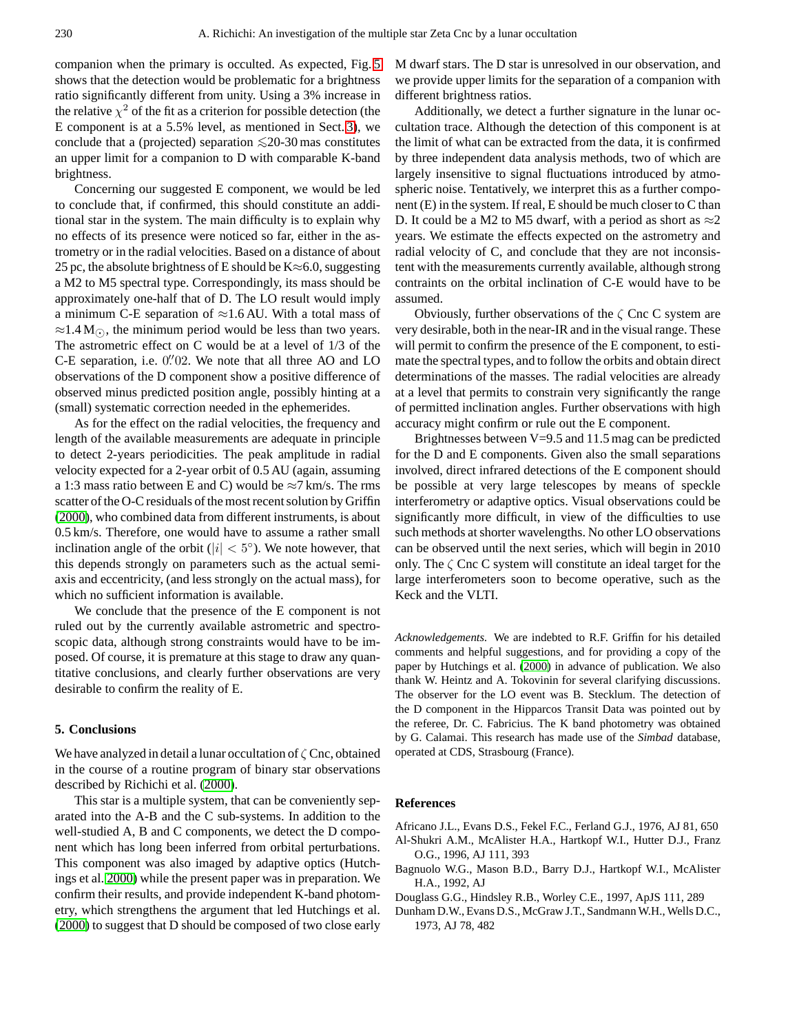companion when the primary is occulted. As expected, Fig. 5 shows that the detection would be problematic for a brightness ratio significantly different from unity. Using a 3% increase in the relative $\chi^2$ of the fit as a criterion for possible detection (the E component is at a 5.5% level, as mentioned in Sect. 3), we conclude that a (projected) separation $\lesssim$20-30 mas constitutes an upper limit for a companion to D with comparable K-band brightness.

Concerning our suggested E component, we would be led to conclude that, if confirmed, this should constitute an additional star in the system. The main difficulty is to explain why no effects of its presence were noticed so far, either in the astrometry or in the radial velocities. Based on a distance of about 25 pc, the absolute brightness of E should be K$\approx$6.0, suggesting a M2 to M5 spectral type. Correspondingly, its mass should be approximately one-half that of D. The LO result would imply a minimum C-E separation of $\approx$1.6 AU. With a total mass of $\approx$1.4 $M_\odot$, the minimum period would be less than two years. The astrometric effect on C would be at a level of 1/3 of the C-E separation, i.e. $0\farcs02$. We note that all three AO and LO observations of the D component show a positive difference of observed minus predicted position angle, possibly hinting at a (small) systematic correction needed in the ephemerides.

As for the effect on the radial velocities, the frequency and length of the available measurements are adequate in principle to detect 2-years periodicities. The peak amplitude in radial velocity expected for a 2-year orbit of 0.5 AU (again, assuming a 1:3 mass ratio between E and C) would be $\approx$7 km/s. The rms scatter of the O-C residuals of the most recent solution by Griffin (2000), who combined data from different instruments, is about 0.5 km/s. Therefore, one would have to assume a rather small inclination angle of the orbit ($|i| < 5°$). We note however, that this depends strongly on parameters such as the actual semi-axis and eccentricity, (and less strongly on the actual mass), for which no sufficient information is available.

We conclude that the presence of the E component is not ruled out by the currently available astrometric and spectroscopic data, although strong constraints would have to be imposed. Of course, it is premature at this stage to draw any quantitative conclusions, and clearly further observations are very desirable to confirm the reality of E.

## 5. Conclusions

We have analyzed in detail a lunar occultation of $\zeta$ Cnc, obtained in the course of a routine program of binary star observations described by Richichi et al. (2000).

This star is a multiple system, that can be conveniently separated into the A-B and the C sub-systems. In addition to the well-studied A, B and C components, we detect the D component which has long been inferred from orbital perturbations. This component was also imaged by adaptive optics (Hutchings et al. 2000) while the present paper was in preparation. We confirm their results, and provide independent K-band photometry, which strengthens the argument that led Hutchings et al. (2000) to suggest that D should be composed of two close early M dwarf stars. The D star is unresolved in our observation, and we provide upper limits for the separation of a companion with different brightness ratios.

Additionally, we detect a further signature in the lunar occultation trace. Although the detection of this component is at the limit of what can be extracted from the data, it is confirmed by three independent data analysis methods, two of which are largely insensitive to signal fluctuations introduced by atmospheric noise. Tentatively, we interpret this as a further component (E) in the system. If real, E should be much closer to C than D. It could be a M2 to M5 dwarf, with a period as short as $\approx$2 years. We estimate the effects expected on the astrometry and radial velocity of C, and conclude that they are not inconsistent with the measurements currently available, although strong contraints on the orbital inclination of C-E would have to be assumed.

Obviously, further observations of the $\zeta$ Cnc C system are very desirable, both in the near-IR and in the visual range. These will permit to confirm the presence of the E component, to estimate the spectral types, and to follow the orbits and obtain direct determinations of the masses. The radial velocities are already at a level that permits to constrain very significantly the range of permitted inclination angles. Further observations with high accuracy might confirm or rule out the E component.

Brightnesses between V=9.5 and 11.5 mag can be predicted for the D and E components. Given also the small separations involved, direct infrared detections of the E component should be possible at very large telescopes by means of speckle interferometry or adaptive optics. Visual observations could be significantly more difficult, in view of the difficulties to use such methods at shorter wavelengths. No other LO observations can be observed until the next series, which will begin in 2010 only. The $\zeta$ Cnc C system will constitute an ideal target for the large interferometers soon to become operative, such as the Keck and the VLTI.

*Acknowledgements.* We are indebted to R.F. Griffin for his detailed comments and helpful suggestions, and for providing a copy of the paper by Hutchings et al. (2000) in advance of publication. We also thank W. Heintz and A. Tokovinin for several clarifying discussions. The observer for the LO event was B. Stecklum. The detection of the D component in the Hipparcos Transit Data was pointed out by the referee, Dr. C. Fabricius. The K band photometry was obtained by G. Calamai. This research has made use of the *Simbad* database, operated at CDS, Strasbourg (France).

## References

Africano J.L., Evans D.S., Fekel F.C., Ferland G.J., 1976, AJ 81, 650

Al-Shukri A.M., McAlister H.A., Hartkopf W.I., Hutter D.J., Franz O.G., 1996, AJ 111, 393

Bagnuolo W.G., Mason B.D., Barry D.J., Hartkopf W.I., McAlister H.A., 1992, AJ

Douglass G.G., Hindsley R.B., Worley C.E., 1997, ApJS 111, 289

Dunham D.W., Evans D.S., McGraw J.T., Sandmann W.H., Wells D.C., 1973, AJ 78, 482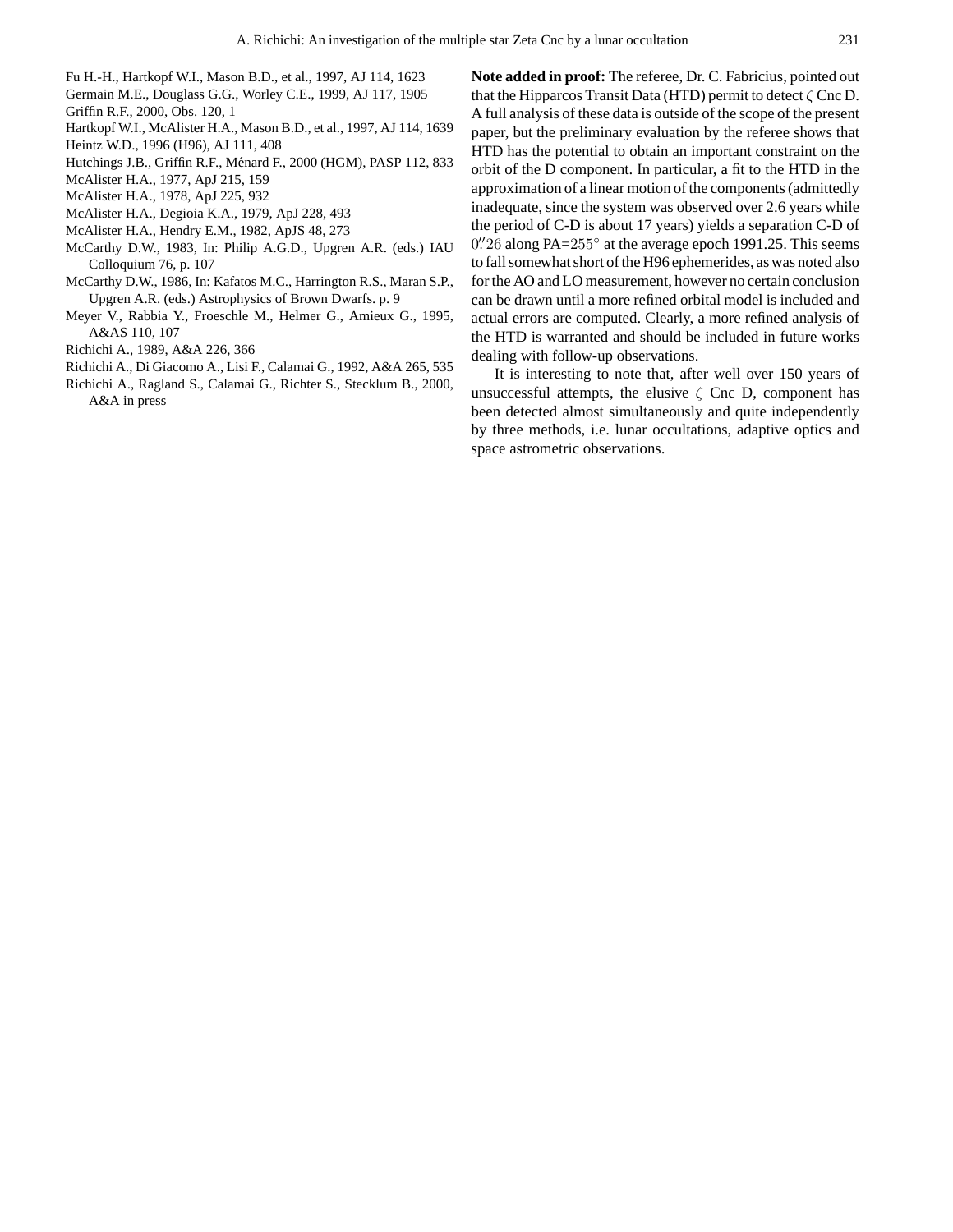Fu H.-H., Hartkopf W.I., Mason B.D., et al., 1997, AJ 114, 1623

Germain M.E., Douglass G.G., Worley C.E., 1999, AJ 117, 1905

Griffin R.F., 2000, Obs. 120, 1

Hartkopf W.I., McAlister H.A., Mason B.D., et al., 1997, AJ 114, 1639

Heintz W.D., 1996 (H96), AJ 111, 408

Hutchings J.B., Griffin R.F., Ménard F., 2000 (HGM), PASP 112, 833

McAlister H.A., 1977, ApJ 215, 159

McAlister H.A., 1978, ApJ 225, 932

McAlister H.A., Degioia K.A., 1979, ApJ 228, 493

McAlister H.A., Hendry E.M., 1982, ApJS 48, 273

McCarthy D.W., 1983, In: Philip A.G.D., Upgren A.R. (eds.) IAU Colloquium 76, p. 107

McCarthy D.W., 1986, In: Kafatos M.C., Harrington R.S., Maran S.P., Upgren A.R. (eds.) Astrophysics of Brown Dwarfs. p. 9

Meyer V., Rabbia Y., Froeschle M., Helmer G., Amieux G., 1995, A&AS 110, 107

Richichi A., 1989, A&A 226, 366

Richichi A., Di Giacomo A., Lisi F., Calamai G., 1992, A&A 265, 535

Richichi A., Ragland S., Calamai G., Richter S., Stecklum B., 2000, A&A in press

**Note added in proof:** The referee, Dr. C. Fabricius, pointed out that the Hipparcos Transit Data (HTD) permit to detect $\zeta$ Cnc D. A full analysis of these data is outside of the scope of the present paper, but the preliminary evaluation by the referee shows that HTD has the potential to obtain an important constraint on the orbit of the D component. In particular, a fit to the HTD in the approximation of a linear motion of the components (admittedly inadequate, since the system was observed over 2.6 years while the period of C-D is about 17 years) yields a separation C-D of $0\farcs26$ along PA$=255°$ at the average epoch 1991.25. This seems to fall somewhat short of the H96 ephemerides, as was noted also for the AO and LO measurement, however no certain conclusion can be drawn until a more refined orbital model is included and actual errors are computed. Clearly, a more refined analysis of the HTD is warranted and should be included in future works dealing with follow-up observations.

It is interesting to note that, after well over 150 years of unsuccessful attempts, the elusive $\zeta$ Cnc D, component has been detected almost simultaneously and quite independently by three methods, i.e. lunar occultations, adaptive optics and space astrometric observations.